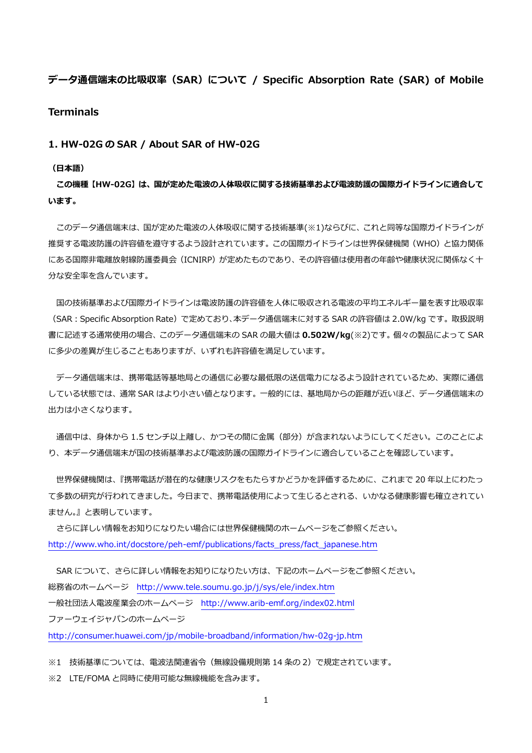# データ通信端末の比吸収率（SAR）について / Specific Absorption Rate (SAR) of Mobile Terminals

## 1. HW-02G の SAR / About SAR of HW-02G

**（日本語）**

**この機種【HW-02G】は、国が定めた電波の人体吸収に関する技術基準および電波防護の国際ガイドラインに適合しています。**

このデータ通信端末は、国が定めた電波の人体吸収に関する技術基準(※1)ならびに、これと同等な国際ガイドラインが推奨する電波防護の許容値を遵守するよう設計されています。この国際ガイドラインは世界保健機関（WHO）と協力関係にある国際非電離放射線防護委員会（ICNIRP）が定めたものであり、その許容値は使用者の年齢や健康状況に関係なく十分な安全率を含んでいます。

国の技術基準および国際ガイドラインは電波防護の許容値を人体に吸収される電波の平均エネルギー量を表す比吸収率（SAR：Specific Absorption Rate）で定めており､本データ通信端末に対する SAR の許容値は 2.0W/kg です。取扱説明書に記述する通常使用の場合、このデータ通信端末の SAR の最大値は **0.502W/kg**(※2)です。個々の製品によって SAR に多少の差異が生じることもありますが、いずれも許容値を満足しています。

データ通信端末は、携帯電話等基地局との通信に必要な最低限の送信電力になるよう設計されているため、実際に通信している状態では、通常 SAR はより小さい値となります。一般的には、基地局からの距離が近いほど、データ通信端末の出力は小さくなります。

通信中は、身体から 1.5 センチ以上離し、かつその間に金属（部分）が含まれないようにしてください。このことにより、本データ通信端末が国の技術基準および電波防護の国際ガイドラインに適合していることを確認しています。

世界保健機関は、『携帯電話が潜在的な健康リスクをもたらすかどうかを評価するために、これまで 20 年以上にわたって多数の研究が行われてきました。今日まで、携帯電話使用によって生じるとされる、いかなる健康影響も確立されていません。』と表明しています。

さらに詳しい情報をお知りになりたい場合には世界保健機関のホームページをご参照ください。
http://www.who.int/docstore/peh-emf/publications/facts_press/fact_japanese.htm

SAR について、さらに詳しい情報をお知りになりたい方は、下記のホームページをご参照ください。
総務省のホームページ　http://www.tele.soumu.go.jp/j/sys/ele/index.htm
一般社団法人電波産業会のホームページ　http://www.arib-emf.org/index02.html
ファーウェイジャパンのホームページ
http://consumer.huawei.com/jp/mobile-broadband/information/hw-02g-jp.htm

※1　技術基準については、電波法関連省令（無線設備規則第 14 条の 2）で規定されています。
※2　LTE/FOMA と同時に使用可能な無線機能を含みます。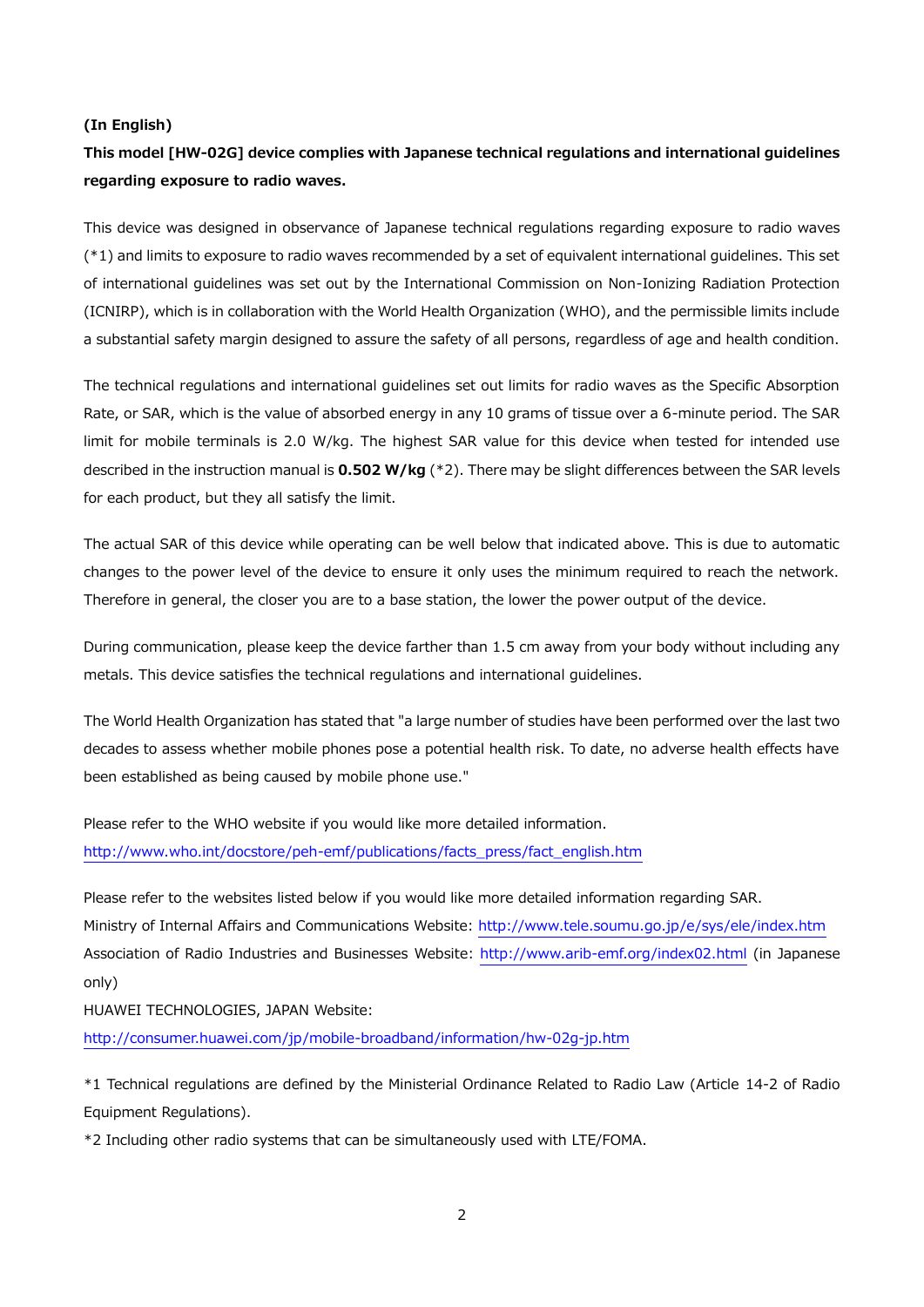**(In English)**

**This model [HW-02G] device complies with Japanese technical regulations and international guidelines regarding exposure to radio waves.**

This device was designed in observance of Japanese technical regulations regarding exposure to radio waves (*1) and limits to exposure to radio waves recommended by a set of equivalent international guidelines. This set of international guidelines was set out by the International Commission on Non-Ionizing Radiation Protection (ICNIRP), which is in collaboration with the World Health Organization (WHO), and the permissible limits include a substantial safety margin designed to assure the safety of all persons, regardless of age and health condition.

The technical regulations and international guidelines set out limits for radio waves as the Specific Absorption Rate, or SAR, which is the value of absorbed energy in any 10 grams of tissue over a 6-minute period. The SAR limit for mobile terminals is 2.0 W/kg. The highest SAR value for this device when tested for intended use described in the instruction manual is **0.502 W/kg** (*2). There may be slight differences between the SAR levels for each product, but they all satisfy the limit.

The actual SAR of this device while operating can be well below that indicated above. This is due to automatic changes to the power level of the device to ensure it only uses the minimum required to reach the network. Therefore in general, the closer you are to a base station, the lower the power output of the device.

During communication, please keep the device farther than 1.5 cm away from your body without including any metals. This device satisfies the technical regulations and international guidelines.

The World Health Organization has stated that "a large number of studies have been performed over the last two decades to assess whether mobile phones pose a potential health risk. To date, no adverse health effects have been established as being caused by mobile phone use."

Please refer to the WHO website if you would like more detailed information.
http://www.who.int/docstore/peh-emf/publications/facts_press/fact_english.htm

Please refer to the websites listed below if you would like more detailed information regarding SAR.
Ministry of Internal Affairs and Communications Website: http://www.tele.soumu.go.jp/e/sys/ele/index.htm
Association of Radio Industries and Businesses Website: http://www.arib-emf.org/index02.html (in Japanese only)
HUAWEI TECHNOLOGIES, JAPAN Website:
http://consumer.huawei.com/jp/mobile-broadband/information/hw-02g-jp.htm

*1 Technical regulations are defined by the Ministerial Ordinance Related to Radio Law (Article 14-2 of Radio Equipment Regulations).

*2 Including other radio systems that can be simultaneously used with LTE/FOMA.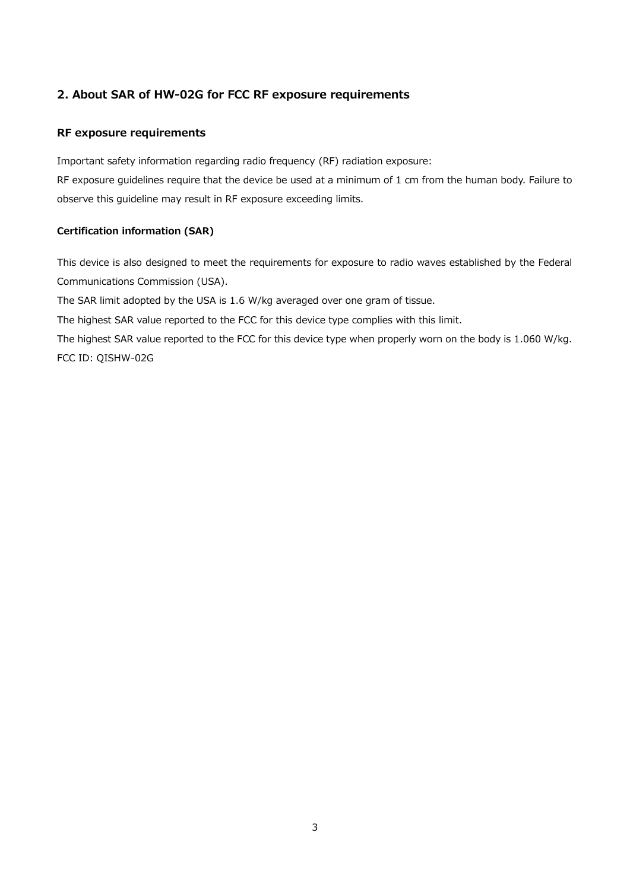## 2. About SAR of HW-02G for FCC RF exposure requirements

### RF exposure requirements

Important safety information regarding radio frequency (RF) radiation exposure:
RF exposure guidelines require that the device be used at a minimum of 1 cm from the human body. Failure to observe this guideline may result in RF exposure exceeding limits.

#### Certification information (SAR)

This device is also designed to meet the requirements for exposure to radio waves established by the Federal Communications Commission (USA).
The SAR limit adopted by the USA is 1.6 W/kg averaged over one gram of tissue.
The highest SAR value reported to the FCC for this device type complies with this limit.
The highest SAR value reported to the FCC for this device type when properly worn on the body is 1.060 W/kg.
FCC ID: QISHW-02G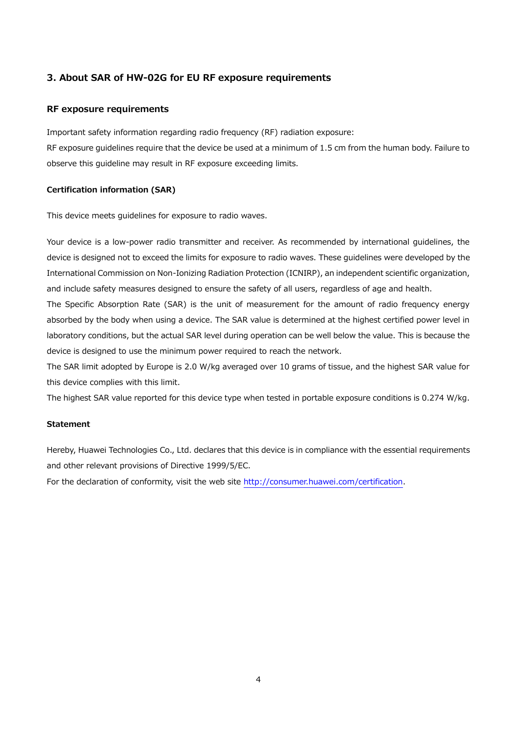## 3. About SAR of HW-02G for EU RF exposure requirements

### RF exposure requirements

Important safety information regarding radio frequency (RF) radiation exposure:
RF exposure guidelines require that the device be used at a minimum of 1.5 cm from the human body. Failure to observe this guideline may result in RF exposure exceeding limits.

#### Certification information (SAR)

This device meets guidelines for exposure to radio waves.

Your device is a low-power radio transmitter and receiver. As recommended by international guidelines, the device is designed not to exceed the limits for exposure to radio waves. These guidelines were developed by the International Commission on Non-Ionizing Radiation Protection (ICNIRP), an independent scientific organization, and include safety measures designed to ensure the safety of all users, regardless of age and health.
The Specific Absorption Rate (SAR) is the unit of measurement for the amount of radio frequency energy absorbed by the body when using a device. The SAR value is determined at the highest certified power level in laboratory conditions, but the actual SAR level during operation can be well below the value. This is because the device is designed to use the minimum power required to reach the network.
The SAR limit adopted by Europe is 2.0 W/kg averaged over 10 grams of tissue, and the highest SAR value for this device complies with this limit.
The highest SAR value reported for this device type when tested in portable exposure conditions is 0.274 W/kg.

#### Statement

Hereby, Huawei Technologies Co., Ltd. declares that this device is in compliance with the essential requirements and other relevant provisions of Directive 1999/5/EC.
For the declaration of conformity, visit the web site http://consumer.huawei.com/certification.